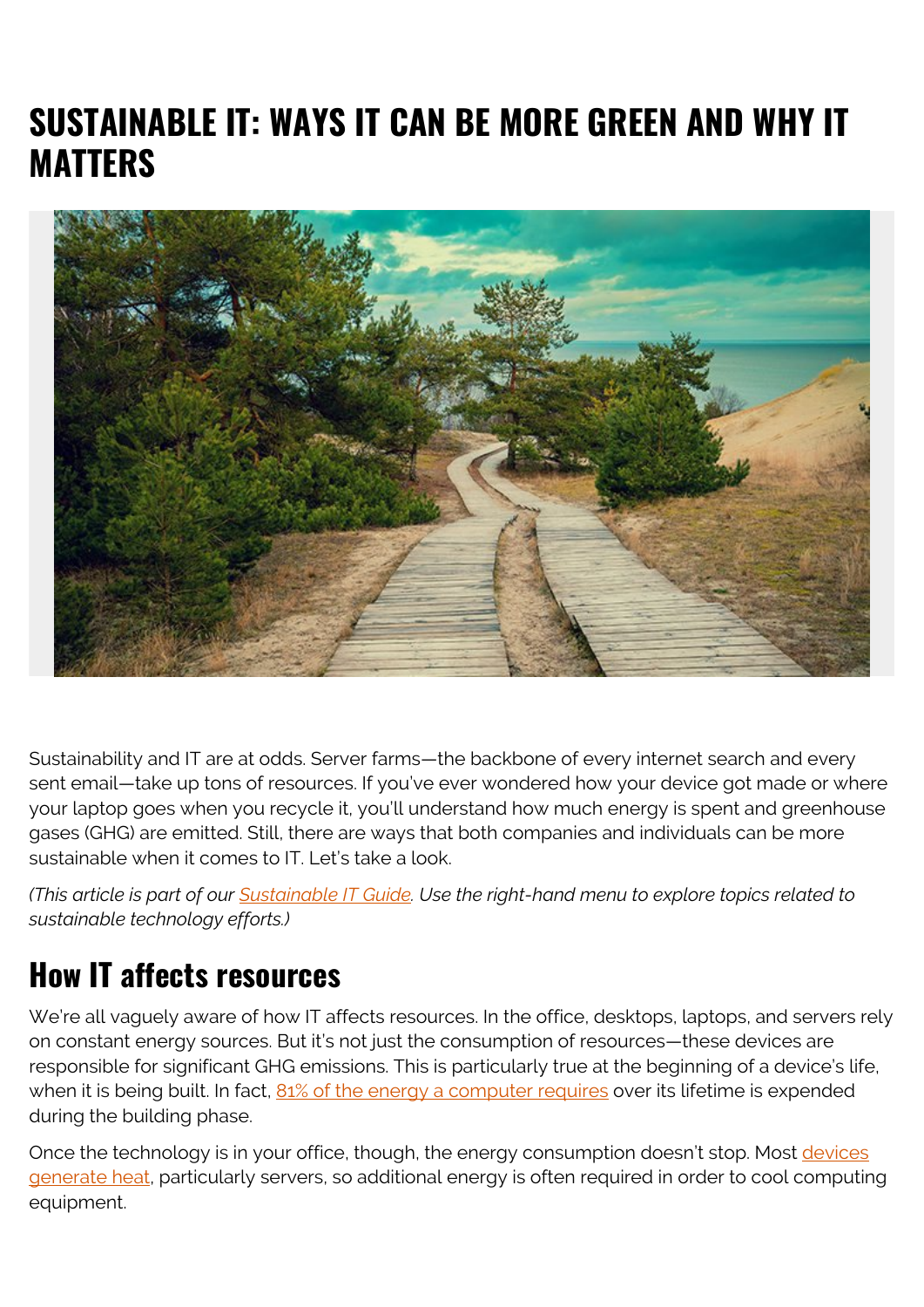# SUSTAINABLE IT: WAYS IT CAN BE MORE GREEN AND WHY IT MATTERS

Sustainability and IT are at odds. Server farms—the backbone of every internet search and every sent email—take up tons of resources. If you've ever wondered how your device got made or where your laptop goes when you recycle it, you'll understand how much energy is spent and greenhouse gases (GHG) are emitted. Still, there are ways that both companies and individuals can be more sustainable when it comes to IT. Let's take a look.

*(This article is part of our Sustainable IT Guide. Use the right-hand menu to explore topics related to sustainable technology efforts.)*

## How IT affects resources

We're all vaguely aware of how IT affects resources. In the office, desktops, laptops, and servers rely on constant energy sources. But it's not just the consumption of resources—these devices are responsible for significant GHG emissions. This is particularly true at the beginning of a device's life, when it is being built. In fact, 81% of the energy a computer requires over its lifetime is expended during the building phase.

Once the technology is in your office, though, the energy consumption doesn't stop. Most devices generate heat, particularly servers, so additional energy is often required in order to cool computing equipment.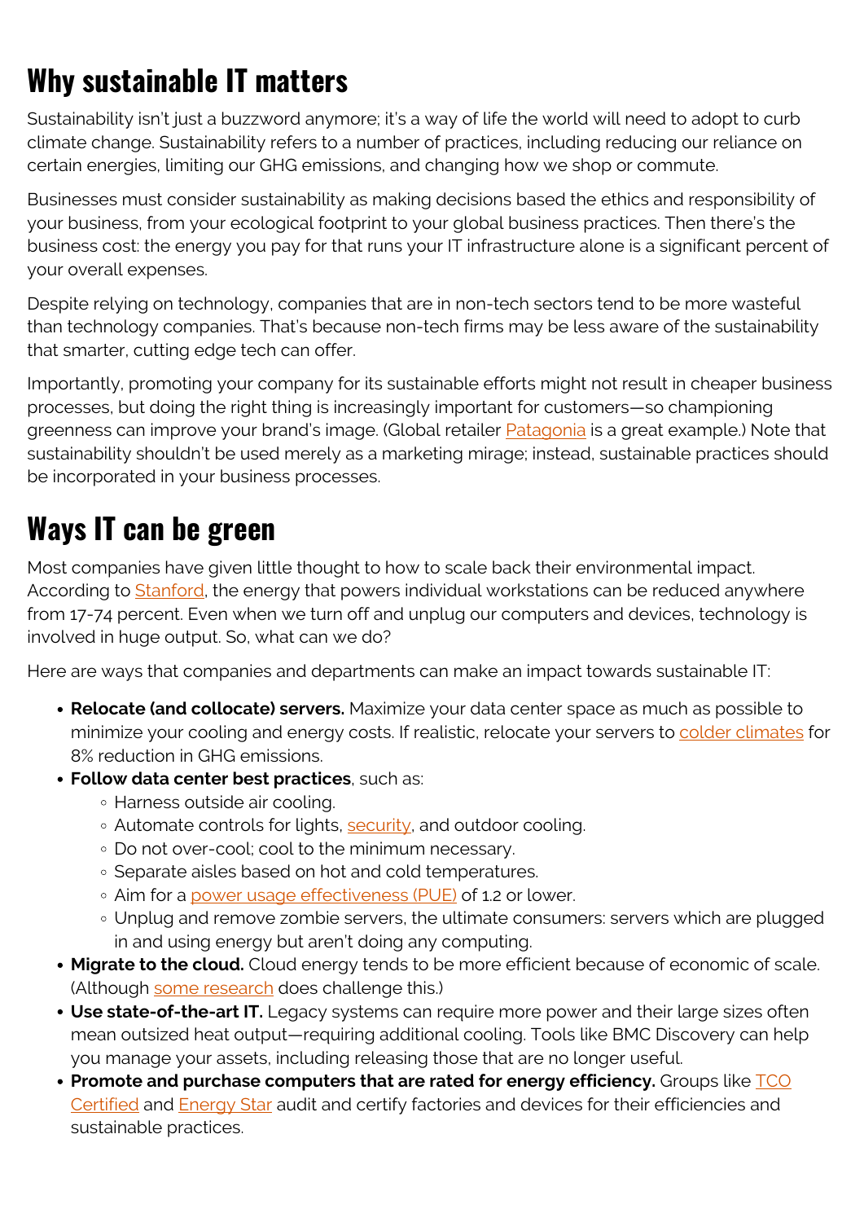## Why sustainable IT matters

Sustainability isn't just a buzzword anymore; it's a way of life the world will need to adopt to curb climate change. Sustainability refers to a number of practices, including reducing our reliance on certain energies, limiting our GHG emissions, and changing how we shop or commute.

Businesses must consider sustainability as making decisions based the ethics and responsibility of your business, from your ecological footprint to your global business practices. Then there's the business cost: the energy you pay for that runs your IT infrastructure alone is a significant percent of your overall expenses.

Despite relying on technology, companies that are in non-tech sectors tend to be more wasteful than technology companies. That's because non-tech firms may be less aware of the sustainability that smarter, cutting edge tech can offer.

Importantly, promoting your company for its sustainable efforts might not result in cheaper business processes, but doing the right thing is increasingly important for customers—so championing greenness can improve your brand's image. (Global retailer Patagonia is a great example.) Note that sustainability shouldn't be used merely as a marketing mirage; instead, sustainable practices should be incorporated in your business processes.

## Ways IT can be green

Most companies have given little thought to how to scale back their environmental impact. According to Stanford, the energy that powers individual workstations can be reduced anywhere from 17-74 percent. Even when we turn off and unplug our computers and devices, technology is involved in huge output. So, what can we do?

Here are ways that companies and departments can make an impact towards sustainable IT:

- **Relocate (and collocate) servers.** Maximize your data center space as much as possible to minimize your cooling and energy costs. If realistic, relocate your servers to colder climates for 8% reduction in GHG emissions.
- **Follow data center best practices**, such as:
  - Harness outside air cooling.
  - Automate controls for lights, security, and outdoor cooling.
  - Do not over-cool; cool to the minimum necessary.
  - Separate aisles based on hot and cold temperatures.
  - Aim for a power usage effectiveness (PUE) of 1.2 or lower.
  - Unplug and remove zombie servers, the ultimate consumers: servers which are plugged in and using energy but aren't doing any computing.
- **Migrate to the cloud.** Cloud energy tends to be more efficient because of economic of scale. (Although some research does challenge this.)
- **Use state-of-the-art IT.** Legacy systems can require more power and their large sizes often mean outsized heat output—requiring additional cooling. Tools like BMC Discovery can help you manage your assets, including releasing those that are no longer useful.
- **Promote and purchase computers that are rated for energy efficiency.** Groups like TCO Certified and Energy Star audit and certify factories and devices for their efficiencies and sustainable practices.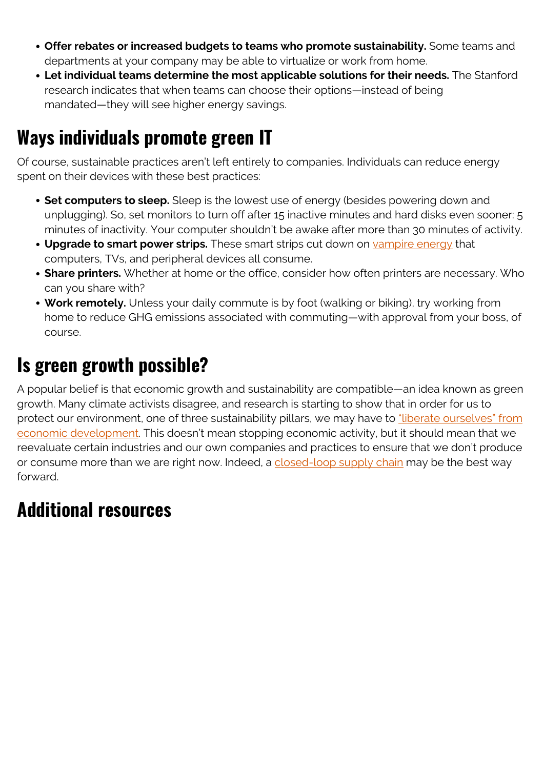- **Offer rebates or increased budgets to teams who promote sustainability.** Some teams and departments at your company may be able to virtualize or work from home.
- **Let individual teams determine the most applicable solutions for their needs.** The Stanford research indicates that when teams can choose their options—instead of being mandated—they will see higher energy savings.

## Ways individuals promote green IT

Of course, sustainable practices aren't left entirely to companies. Individuals can reduce energy spent on their devices with these best practices:

- **Set computers to sleep.** Sleep is the lowest use of energy (besides powering down and unplugging). So, set monitors to turn off after 15 inactive minutes and hard disks even sooner: 5 minutes of inactivity. Your computer shouldn't be awake after more than 30 minutes of activity.
- **Upgrade to smart power strips.** These smart strips cut down on vampire energy that computers, TVs, and peripheral devices all consume.
- **Share printers.** Whether at home or the office, consider how often printers are necessary. Who can you share with?
- **Work remotely.** Unless your daily commute is by foot (walking or biking), try working from home to reduce GHG emissions associated with commuting—with approval from your boss, of course.

## Is green growth possible?

A popular belief is that economic growth and sustainability are compatible—an idea known as green growth. Many climate activists disagree, and research is starting to show that in order for us to protect our environment, one of three sustainability pillars, we may have to "liberate ourselves" from economic development. This doesn't mean stopping economic activity, but it should mean that we reevaluate certain industries and our own companies and practices to ensure that we don't produce or consume more than we are right now. Indeed, a closed-loop supply chain may be the best way forward.

## Additional resources